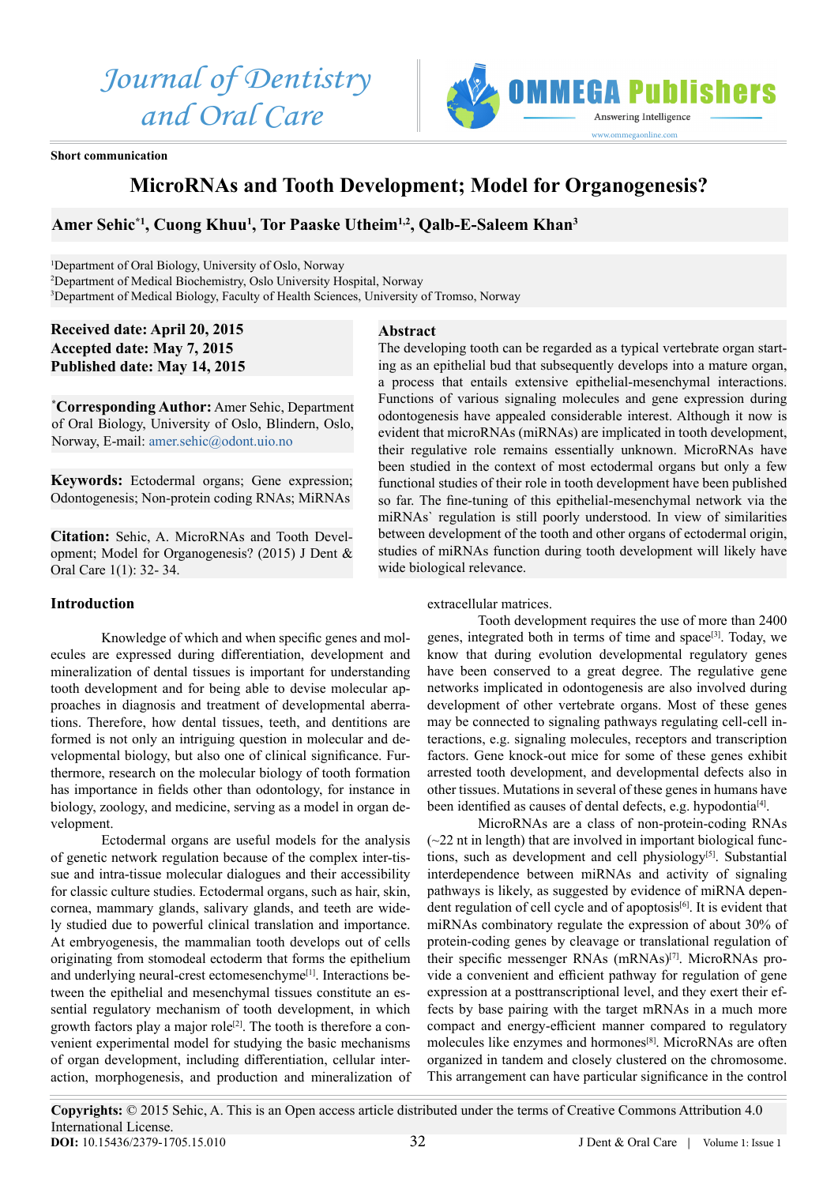Short communication

# MicroRNAs and Tooth Development; Model for Organogenesis?

**Amer Sehic*[1], Cuong Khuu[1], Tor Paaske Utheim[1,2], Qalb-E-Saleem Khan[3]**

[1]Department of Oral Biology, University of Oslo, Norway
[2]Department of Medical Biochemistry, Oslo University Hospital, Norway
[3]Department of Medical Biology, Faculty of Health Sciences, University of Tromso, Norway

**Received date: April 20, 2015**
**Accepted date: May 7, 2015**
**Published date: May 14, 2015**

***Corresponding Author:** Amer Sehic, Department of Oral Biology, University of Oslo, Blindern, Oslo, Norway, E-mail: amer.sehic@odont.uio.no

**Keywords:** Ectodermal organs; Gene expression; Odontogenesis; Non-protein coding RNAs; MiRNAs

**Citation:** Sehic, A. MicroRNAs and Tooth Development; Model for Organogenesis? (2015) J Dent & Oral Care 1(1): 32- 34.

## Abstract

The developing tooth can be regarded as a typical vertebrate organ starting as an epithelial bud that subsequently develops into a mature organ, a process that entails extensive epithelial-mesenchymal interactions. Functions of various signaling molecules and gene expression during odontogenesis have appealed considerable interest. Although it now is evident that microRNAs (miRNAs) are implicated in tooth development, their regulative role remains essentially unknown. MicroRNAs have been studied in the context of most ectodermal organs but only a few functional studies of their role in tooth development have been published so far. The fine-tuning of this epithelial-mesenchymal network via the miRNAs` regulation is still poorly understood. In view of similarities between development of the tooth and other organs of ectodermal origin, studies of miRNAs function during tooth development will likely have wide biological relevance.

## Introduction

Knowledge of which and when specific genes and molecules are expressed during differentiation, development and mineralization of dental tissues is important for understanding tooth development and for being able to devise molecular approaches in diagnosis and treatment of developmental aberrations. Therefore, how dental tissues, teeth, and dentitions are formed is not only an intriguing question in molecular and developmental biology, but also one of clinical significance. Furthermore, research on the molecular biology of tooth formation has importance in fields other than odontology, for instance in biology, zoology, and medicine, serving as a model in organ development.

Ectodermal organs are useful models for the analysis of genetic network regulation because of the complex inter-tissue and intra-tissue molecular dialogues and their accessibility for classic culture studies. Ectodermal organs, such as hair, skin, cornea, mammary glands, salivary glands, and teeth are widely studied due to powerful clinical translation and importance. At embryogenesis, the mammalian tooth develops out of cells originating from stomodeal ectoderm that forms the epithelium and underlying neural-crest ectomesenchyme[1]. Interactions between the epithelial and mesenchymal tissues constitute an essential regulatory mechanism of tooth development, in which growth factors play a major role[2]. The tooth is therefore a convenient experimental model for studying the basic mechanisms of organ development, including differentiation, cellular interaction, morphogenesis, and production and mineralization of extracellular matrices.

Tooth development requires the use of more than 2400 genes, integrated both in terms of time and space[3]. Today, we know that during evolution developmental regulatory genes have been conserved to a great degree. The regulative gene networks implicated in odontogenesis are also involved during development of other vertebrate organs. Most of these genes may be connected to signaling pathways regulating cell-cell interactions, e.g. signaling molecules, receptors and transcription factors. Gene knock-out mice for some of these genes exhibit arrested tooth development, and developmental defects also in other tissues. Mutations in several of these genes in humans have been identified as causes of dental defects, e.g. hypodontia[4].

MicroRNAs are a class of non-protein-coding RNAs (~22 nt in length) that are involved in important biological functions, such as development and cell physiology[5]. Substantial interdependence between miRNAs and activity of signaling pathways is likely, as suggested by evidence of miRNA dependent regulation of cell cycle and of apoptosis[6]. It is evident that miRNAs combinatory regulate the expression of about 30% of protein-coding genes by cleavage or translational regulation of their specific messenger RNAs (mRNAs)[7]. MicroRNAs provide a convenient and efficient pathway for regulation of gene expression at a posttranscriptional level, and they exert their effects by base pairing with the target mRNAs in a much more compact and energy-efficient manner compared to regulatory molecules like enzymes and hormones[8]. MicroRNAs are often organized in tandem and closely clustered on the chromosome. This arrangement can have particular significance in the control

**Copyrights:** © 2015 Sehic, A. This is an Open access article distributed under the terms of Creative Commons Attribution 4.0 International License.
**DOI:** 10.15436/2379-1705.15.010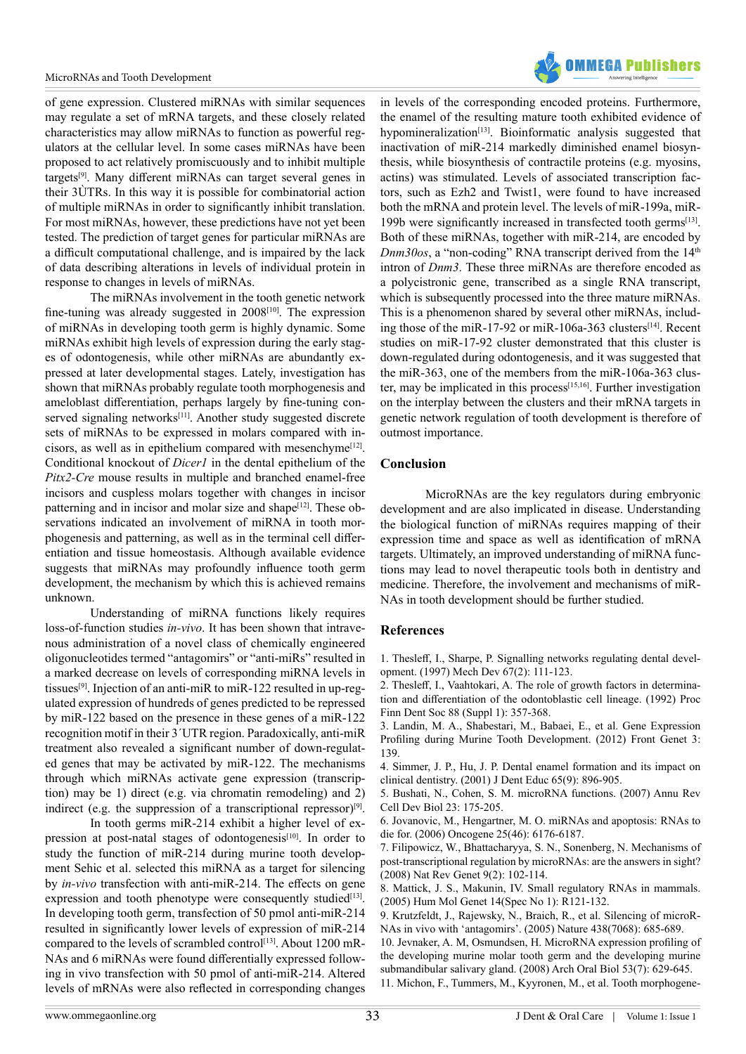of gene expression. Clustered miRNAs with similar sequences may regulate a set of mRNA targets, and these closely related characteristics may allow miRNAs to function as powerful regulators at the cellular level. In some cases miRNAs have been proposed to act relatively promiscuously and to inhibit multiple targets[9]. Many different miRNAs can target several genes in their 3ÙTRs. In this way it is possible for combinatorial action of multiple miRNAs in order to significantly inhibit translation. For most miRNAs, however, these predictions have not yet been tested. The prediction of target genes for particular miRNAs are a difficult computational challenge, and is impaired by the lack of data describing alterations in levels of individual protein in response to changes in levels of miRNAs.

The miRNAs involvement in the tooth genetic network fine-tuning was already suggested in 2008[10]. The expression of miRNAs in developing tooth germ is highly dynamic. Some miRNAs exhibit high levels of expression during the early stages of odontogenesis, while other miRNAs are abundantly expressed at later developmental stages. Lately, investigation has shown that miRNAs probably regulate tooth morphogenesis and ameloblast differentiation, perhaps largely by fine-tuning conserved signaling networks[11]. Another study suggested discrete sets of miRNAs to be expressed in molars compared with incisors, as well as in epithelium compared with mesenchyme[12]. Conditional knockout of *Dicer1* in the dental epithelium of the *Pitx2-Cre* mouse results in multiple and branched enamel-free incisors and cuspless molars together with changes in incisor patterning and in incisor and molar size and shape[12]. These observations indicated an involvement of miRNA in tooth morphogenesis and patterning, as well as in the terminal cell differentiation and tissue homeostasis. Although available evidence suggests that miRNAs may profoundly influence tooth germ development, the mechanism by which this is achieved remains unknown.

Understanding of miRNA functions likely requires loss-of-function studies *in-vivo*. It has been shown that intravenous administration of a novel class of chemically engineered oligonucleotides termed "antagomirs" or "anti-miRs" resulted in a marked decrease on levels of corresponding miRNA levels in tissues[9]. Injection of an anti-miR to miR-122 resulted in up-regulated expression of hundreds of genes predicted to be repressed by miR-122 based on the presence in these genes of a miR-122 recognition motif in their 3´UTR region. Paradoxically, anti-miR treatment also revealed a significant number of down-regulated genes that may be activated by miR-122. The mechanisms through which miRNAs activate gene expression (transcription) may be 1) direct (e.g. via chromatin remodeling) and 2) indirect (e.g. the suppression of a transcriptional repressor)[9].

In tooth germs miR-214 exhibit a higher level of expression at post-natal stages of odontogenesis[10]. In order to study the function of miR-214 during murine tooth development Sehic et al. selected this miRNA as a target for silencing by *in-vivo* transfection with anti-miR-214. The effects on gene expression and tooth phenotype were consequently studied[13]. In developing tooth germ, transfection of 50 pmol anti-miR-214 resulted in significantly lower levels of expression of miR-214 compared to the levels of scrambled control[13]. About 1200 mRNAs and 6 miRNAs were found differentially expressed following in vivo transfection with 50 pmol of anti-miR-214. Altered levels of mRNAs were also reflected in corresponding changes in levels of the corresponding encoded proteins. Furthermore, the enamel of the resulting mature tooth exhibited evidence of hypomineralization[13]. Bioinformatic analysis suggested that inactivation of miR-214 markedly diminished enamel biosynthesis, while biosynthesis of contractile proteins (e.g. myosins, actins) was stimulated. Levels of associated transcription factors, such as Ezh2 and Twist1, were found to have increased both the mRNA and protein level. The levels of miR-199a, miR-199b were significantly increased in transfected tooth germs[13]. Both of these miRNAs, together with miR-214, are encoded by *Dnm30os*, a "non-coding" RNA transcript derived from the 14th intron of *Dnm3*. These three miRNAs are therefore encoded as a polycistronic gene, transcribed as a single RNA transcript, which is subsequently processed into the three mature miRNAs. This is a phenomenon shared by several other miRNAs, including those of the miR-17-92 or miR-106a-363 clusters[14]. Recent studies on miR-17-92 cluster demonstrated that this cluster is down-regulated during odontogenesis, and it was suggested that the miR-363, one of the members from the miR-106a-363 cluster, may be implicated in this process[15,16]. Further investigation on the interplay between the clusters and their mRNA targets in genetic network regulation of tooth development is therefore of outmost importance.

## Conclusion

MicroRNAs are the key regulators during embryonic development and are also implicated in disease. Understanding the biological function of miRNAs requires mapping of their expression time and space as well as identification of mRNA targets. Ultimately, an improved understanding of miRNA functions may lead to novel therapeutic tools both in dentistry and medicine. Therefore, the involvement and mechanisms of miRNAs in tooth development should be further studied.

## References

1. Thesleff, I., Sharpe, P. Signalling networks regulating dental development. (1997) Mech Dev 67(2): 111-123.
2. Thesleff, I., Vaahtokari, A. The role of growth factors in determination and differentiation of the odontoblastic cell lineage. (1992) Proc Finn Dent Soc 88 (Suppl 1): 357-368.
3. Landin, M. A., Shabestari, M., Babaei, E., et al. Gene Expression Profiling during Murine Tooth Development. (2012) Front Genet 3: 139.
4. Simmer, J. P., Hu, J. P. Dental enamel formation and its impact on clinical dentistry. (2001) J Dent Educ 65(9): 896-905.
5. Bushati, N., Cohen, S. M. microRNA functions. (2007) Annu Rev Cell Dev Biol 23: 175-205.
6. Jovanovic, M., Hengartner, M. O. miRNAs and apoptosis: RNAs to die for. (2006) Oncogene 25(46): 6176-6187.
7. Filipowicz, W., Bhattacharyya, S. N., Sonenberg, N. Mechanisms of post-transcriptional regulation by microRNAs: are the answers in sight? (2008) Nat Rev Genet 9(2): 102-114.
8. Mattick, J. S., Makunin, IV. Small regulatory RNAs in mammals. (2005) Hum Mol Genet 14(Spec No 1): R121-132.
9. Krutzfeldt, J., Rajewsky, N., Braich, R., et al. Silencing of microRNAs in vivo with 'antagomirs'. (2005) Nature 438(7068): 685-689.
10. Jevnaker, A. M, Osmundsen, H. MicroRNA expression profiling of the developing murine molar tooth germ and the developing murine submandibular salivary gland. (2008) Arch Oral Biol 53(7): 629-645.
11. Michon, F., Tummers, M., Kyyronen, M., et al. Tooth morphogene-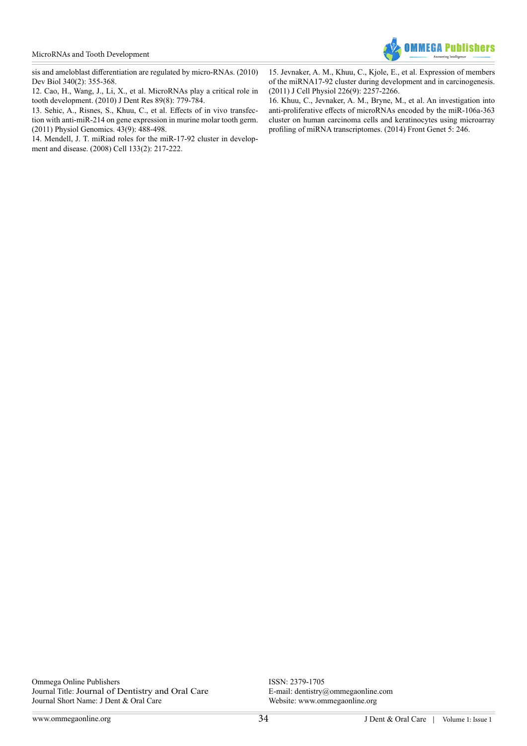sis and ameloblast differentiation are regulated by micro-RNAs. (2010) Dev Biol 340(2): 355-368.

12. Cao, H., Wang, J., Li, X., et al. MicroRNAs play a critical role in tooth development. (2010) J Dent Res 89(8): 779-784.

13. Sehic, A., Risnes, S., Khuu, C., et al. Effects of in vivo transfection with anti-miR-214 on gene expression in murine molar tooth germ. (2011) Physiol Genomics. 43(9): 488-498.

14. Mendell, J. T. miRiad roles for the miR-17-92 cluster in development and disease. (2008) Cell 133(2): 217-222.

15. Jevnaker, A. M., Khuu, C., Kjole, E., et al. Expression of members of the miRNA17-92 cluster during development and in carcinogenesis. (2011) J Cell Physiol 226(9): 2257-2266.

16. Khuu, C., Jevnaker, A. M., Bryne, M., et al. An investigation into anti-proliferative effects of microRNAs encoded by the miR-106a-363 cluster on human carcinoma cells and keratinocytes using microarray profiling of miRNA transcriptomes. (2014) Front Genet 5: 246.

Ommega Online Publishers
Journal Title: Journal of Dentistry and Oral Care
Journal Short Name: J Dent & Oral Care

ISSN: 2379-1705
E-mail: dentistry@ommegaonline.com
Website: www.ommegaonline.org